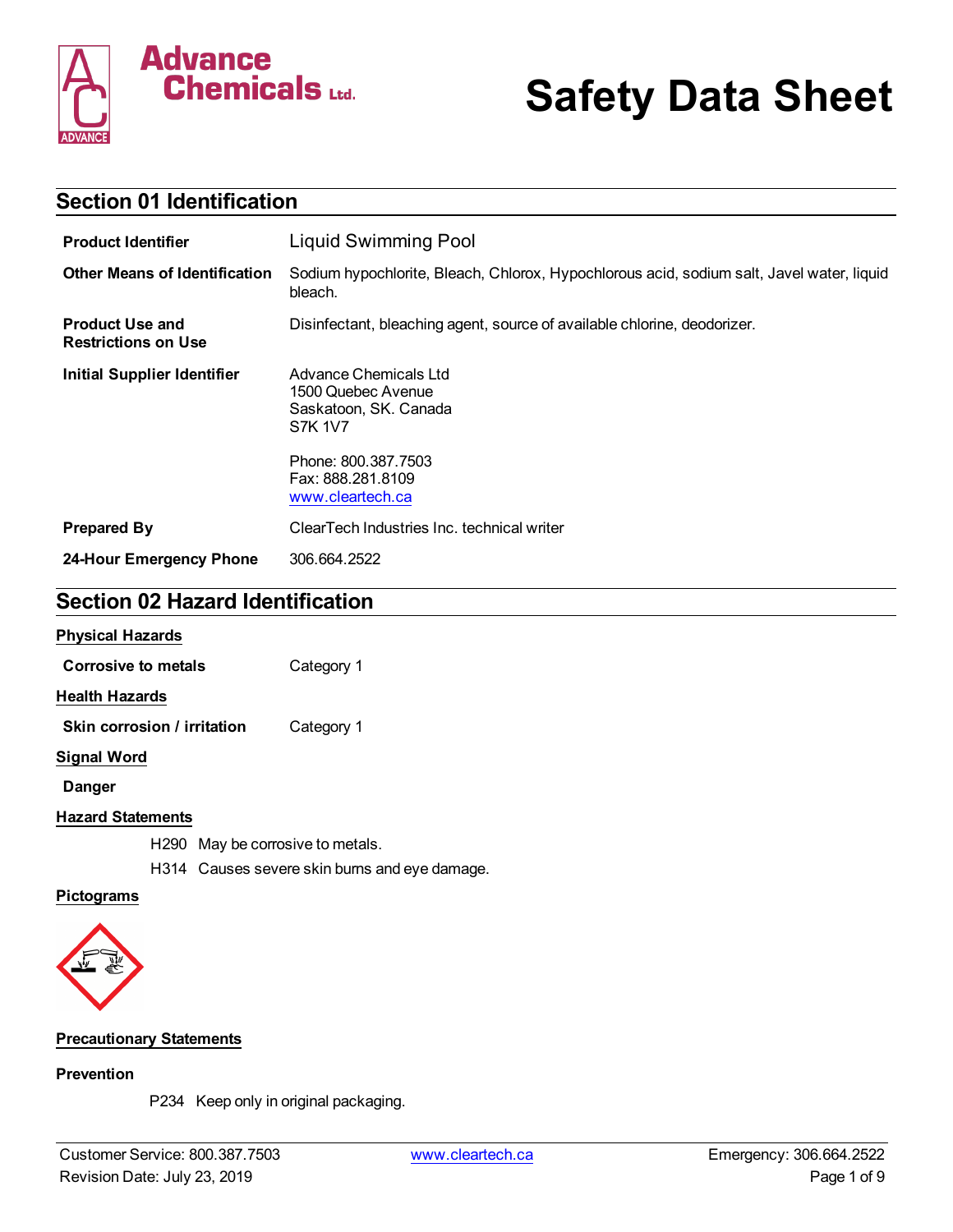# Safety Data Sheet

## Section 01 Identification

| | |
|---|---|
| **Product Identifier** | Liquid Swimming Pool |
| **Other Means of Identification** | Sodium hypochlorite, Bleach, Chlorox, Hypochlorous acid, sodium salt, Javel water, liquid bleach. |
| **Product Use and Restrictions on Use** | Disinfectant, bleaching agent, source of available chlorine, deodorizer. |
| **Initial Supplier Identifier** | Advance Chemicals Ltd<br>1500 Quebec Avenue<br>Saskatoon, SK. Canada<br>S7K 1V7<br><br>Phone: 800.387.7503<br>Fax: 888.281.8109<br>www.cleartech.ca |
| **Prepared By** | ClearTech Industries Inc. technical writer |
| **24-Hour Emergency Phone** | 306.664.2522 |

## Section 02 Hazard Identification

### Physical Hazards

**Corrosive to metals** Category 1

### Health Hazards

**Skin corrosion / irritation** Category 1

### Signal Word

**Danger**

### Hazard Statements

H290 May be corrosive to metals.

H314 Causes severe skin burns and eye damage.

### Pictograms

### Precautionary Statements

**Prevention**

P234 Keep only in original packaging.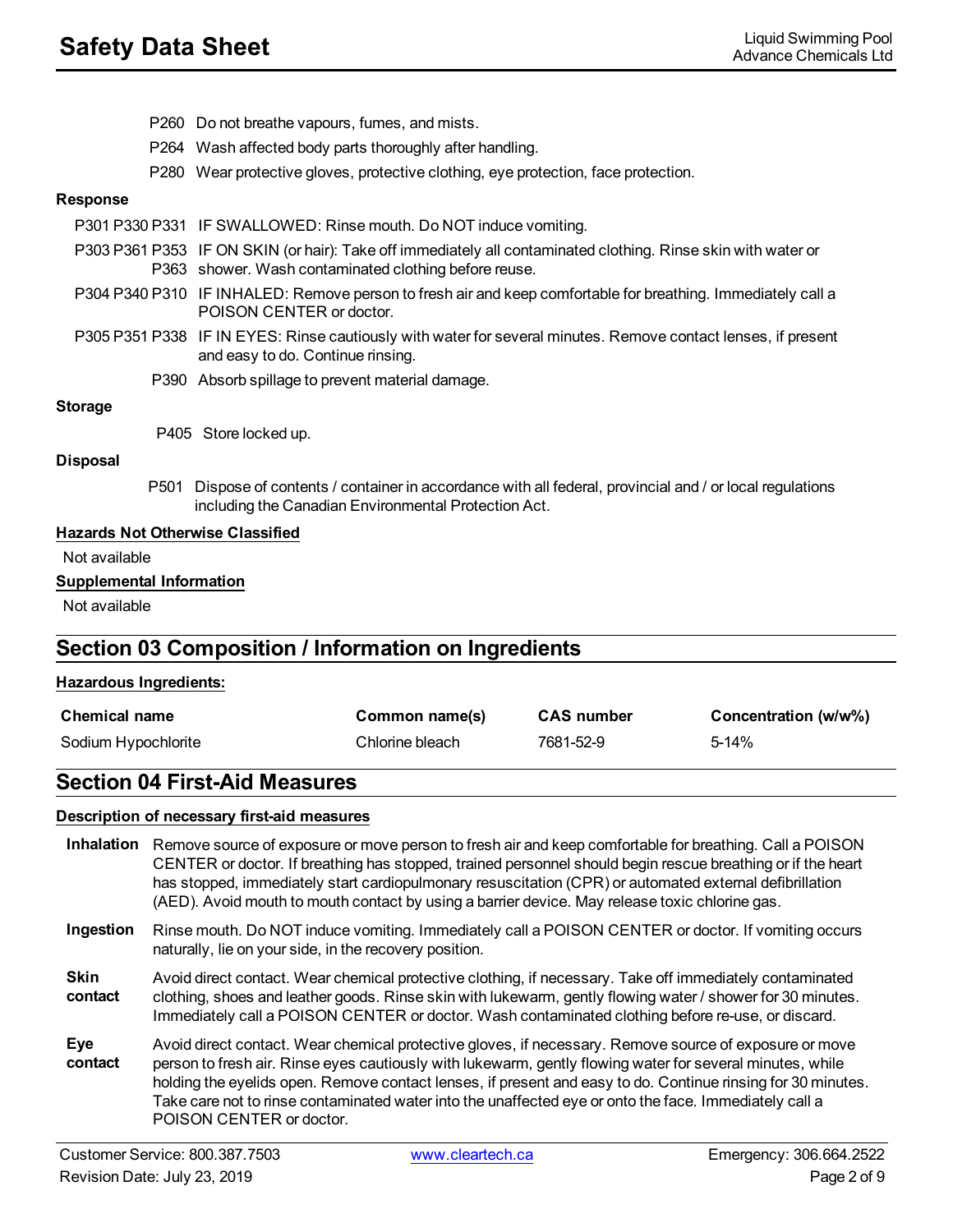P260 Do not breathe vapours, fumes, and mists.

P264 Wash affected body parts thoroughly after handling.

P280 Wear protective gloves, protective clothing, eye protection, face protection.

**Response**

P301 P330 P331 IF SWALLOWED: Rinse mouth. Do NOT induce vomiting.

P303 P361 P353 P363 IF ON SKIN (or hair): Take off immediately all contaminated clothing. Rinse skin with water or shower. Wash contaminated clothing before reuse.

P304 P340 P310 IF INHALED: Remove person to fresh air and keep comfortable for breathing. Immediately call a POISON CENTER or doctor.

P305 P351 P338 IF IN EYES: Rinse cautiously with water for several minutes. Remove contact lenses, if present and easy to do. Continue rinsing.

P390 Absorb spillage to prevent material damage.

**Storage**

P405 Store locked up.

**Disposal**

P501 Dispose of contents / container in accordance with all federal, provincial and / or local regulations including the Canadian Environmental Protection Act.

**Hazards Not Otherwise Classified**

Not available

**Supplemental Information**

Not available

## Section 03 Composition / Information on Ingredients

**Hazardous Ingredients:**

| Chemical name | Common name(s) | CAS number | Concentration (w/w%) |
|---|---|---|---|
| Sodium Hypochlorite | Chlorine bleach | 7681-52-9 | 5-14% |

## Section 04 First-Aid Measures

**Description of necessary first-aid measures**

**Inhalation** Remove source of exposure or move person to fresh air and keep comfortable for breathing. Call a POISON CENTER or doctor. If breathing has stopped, trained personnel should begin rescue breathing or if the heart has stopped, immediately start cardiopulmonary resuscitation (CPR) or automated external defibrillation (AED). Avoid mouth to mouth contact by using a barrier device. May release toxic chlorine gas.

**Ingestion** Rinse mouth. Do NOT induce vomiting. Immediately call a POISON CENTER or doctor. If vomiting occurs naturally, lie on your side, in the recovery position.

**Skin contact** Avoid direct contact. Wear chemical protective clothing, if necessary. Take off immediately contaminated clothing, shoes and leather goods. Rinse skin with lukewarm, gently flowing water / shower for 30 minutes. Immediately call a POISON CENTER or doctor. Wash contaminated clothing before re-use, or discard.

**Eye contact** Avoid direct contact. Wear chemical protective gloves, if necessary. Remove source of exposure or move person to fresh air. Rinse eyes cautiously with lukewarm, gently flowing water for several minutes, while holding the eyelids open. Remove contact lenses, if present and easy to do. Continue rinsing for 30 minutes. Take care not to rinse contaminated water into the unaffected eye or onto the face. Immediately call a POISON CENTER or doctor.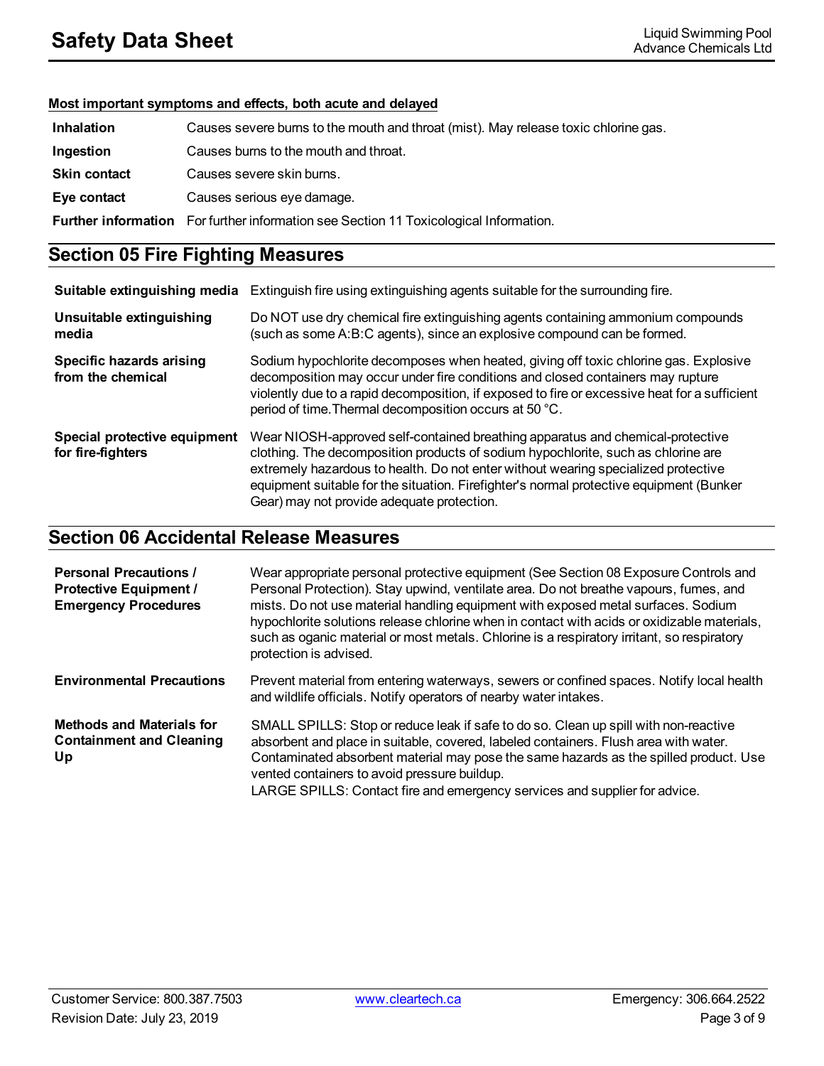**Most important symptoms and effects, both acute and delayed**

| | |
|---|---|
| **Inhalation** | Causes severe burns to the mouth and throat (mist). May release toxic chlorine gas. |
| **Ingestion** | Causes burns to the mouth and throat. |
| **Skin contact** | Causes severe skin burns. |
| **Eye contact** | Causes serious eye damage. |
| **Further information** | For further information see Section 11 Toxicological Information. |

## Section 05 Fire Fighting Measures

| | |
|---|---|
| **Suitable extinguishing media** | Extinguish fire using extinguishing agents suitable for the surrounding fire. |
| **Unsuitable extinguishing media** | Do NOT use dry chemical fire extinguishing agents containing ammonium compounds (such as some A:B:C agents), since an explosive compound can be formed. |
| **Specific hazards arising from the chemical** | Sodium hypochlorite decomposes when heated, giving off toxic chlorine gas. Explosive decomposition may occur under fire conditions and closed containers may rupture violently due to a rapid decomposition, if exposed to fire or excessive heat for a sufficient period of time. Thermal decomposition occurs at 50 °C. |
| **Special protective equipment for fire-fighters** | Wear NIOSH-approved self-contained breathing apparatus and chemical-protective clothing. The decomposition products of sodium hypochlorite, such as chlorine are extremely hazardous to health. Do not enter without wearing specialized protective equipment suitable for the situation. Firefighter's normal protective equipment (Bunker Gear) may not provide adequate protection. |

## Section 06 Accidental Release Measures

| | |
|---|---|
| **Personal Precautions / Protective Equipment / Emergency Procedures** | Wear appropriate personal protective equipment (See Section 08 Exposure Controls and Personal Protection). Stay upwind, ventilate area. Do not breathe vapours, fumes, and mists. Do not use material handling equipment with exposed metal surfaces. Sodium hypochlorite solutions release chlorine when in contact with acids or oxidizable materials, such as oganic material or most metals. Chlorine is a respiratory irritant, so respiratory protection is advised. |
| **Environmental Precautions** | Prevent material from entering waterways, sewers or confined spaces. Notify local health and wildlife officials. Notify operators of nearby water intakes. |
| **Methods and Materials for Containment and Cleaning Up** | SMALL SPILLS: Stop or reduce leak if safe to do so. Clean up spill with non-reactive absorbent and place in suitable, covered, labeled containers. Flush area with water. Contaminated absorbent material may pose the same hazards as the spilled product. Use vented containers to avoid pressure buildup.<br>LARGE SPILLS: Contact fire and emergency services and supplier for advice. |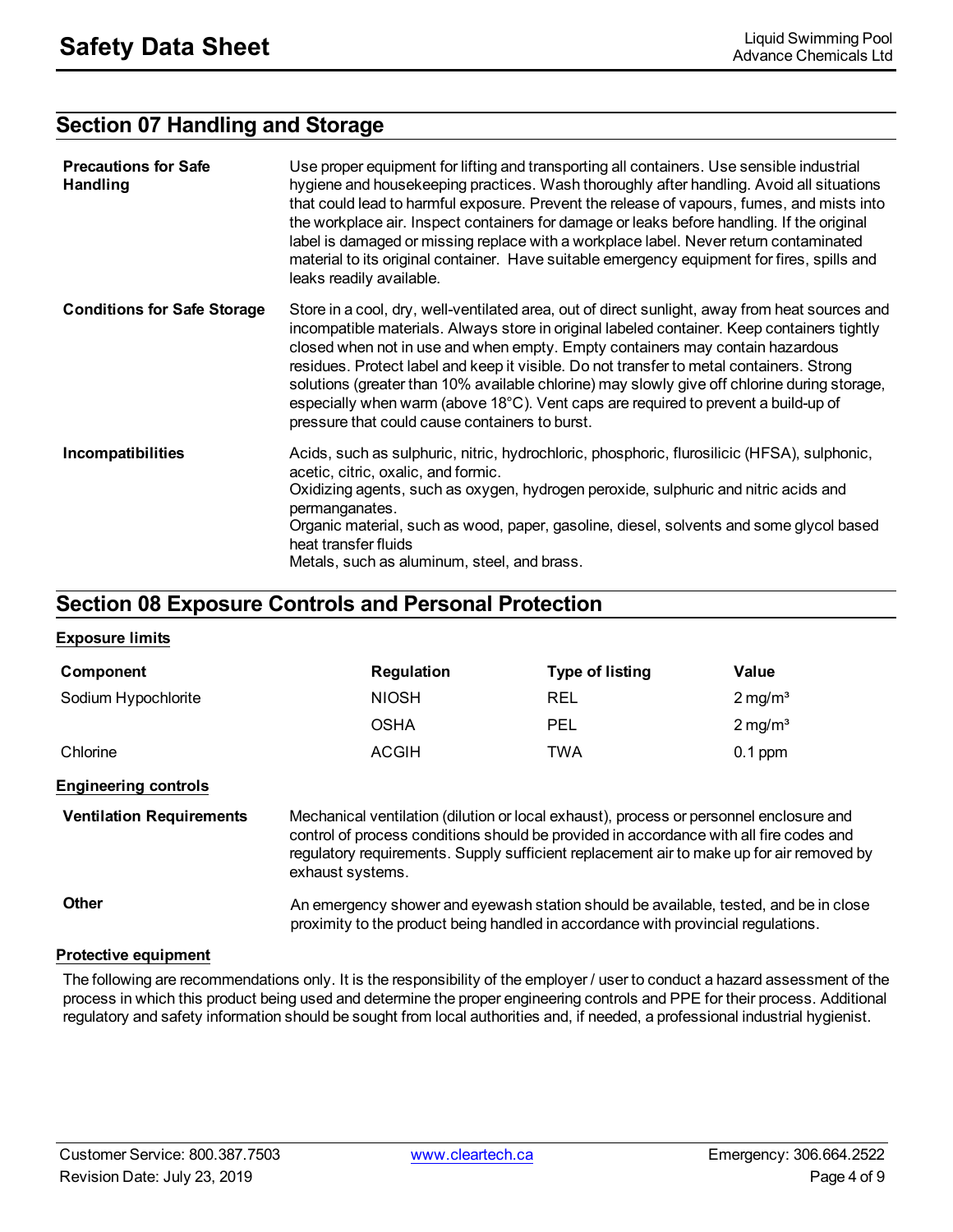## Section 07 Handling and Storage

| | |
|---|---|
| **Precautions for Safe Handling** | Use proper equipment for lifting and transporting all containers. Use sensible industrial hygiene and housekeeping practices. Wash thoroughly after handling. Avoid all situations that could lead to harmful exposure. Prevent the release of vapours, fumes, and mists into the workplace air. Inspect containers for damage or leaks before handling. If the original label is damaged or missing replace with a workplace label. Never return contaminated material to its original container. Have suitable emergency equipment for fires, spills and leaks readily available. |
| **Conditions for Safe Storage** | Store in a cool, dry, well-ventilated area, out of direct sunlight, away from heat sources and incompatible materials. Always store in original labeled container. Keep containers tightly closed when not in use and when empty. Empty containers may contain hazardous residues. Protect label and keep it visible. Do not transfer to metal containers. Strong solutions (greater than 10% available chlorine) may slowly give off chlorine during storage, especially when warm (above 18°C). Vent caps are required to prevent a build-up of pressure that could cause containers to burst. |
| **Incompatibilities** | Acids, such as sulphuric, nitric, hydrochloric, phosphoric, flurosilicic (HFSA), sulphonic, acetic, citric, oxalic, and formic.<br>Oxidizing agents, such as oxygen, hydrogen peroxide, sulphuric and nitric acids and permanganates.<br>Organic material, such as wood, paper, gasoline, diesel, solvents and some glycol based heat transfer fluids<br>Metals, such as aluminum, steel, and brass. |

## Section 08 Exposure Controls and Personal Protection

**Exposure limits**

| Component | Regulation | Type of listing | Value |
|---|---|---|---|
| Sodium Hypochlorite | NIOSH | REL | 2 mg/m³ |
| | OSHA | PEL | 2 mg/m³ |
| Chlorine | ACGIH | TWA | 0.1 ppm |

**Engineering controls**

| | |
|---|---|
| **Ventilation Requirements** | Mechanical ventilation (dilution or local exhaust), process or personnel enclosure and control of process conditions should be provided in accordance with all fire codes and regulatory requirements. Supply sufficient replacement air to make up for air removed by exhaust systems. |
| **Other** | An emergency shower and eyewash station should be available, tested, and be in close proximity to the product being handled in accordance with provincial regulations. |

**Protective equipment**

The following are recommendations only. It is the responsibility of the employer / user to conduct a hazard assessment of the process in which this product being used and determine the proper engineering controls and PPE for their process. Additional regulatory and safety information should be sought from local authorities and, if needed, a professional industrial hygienist.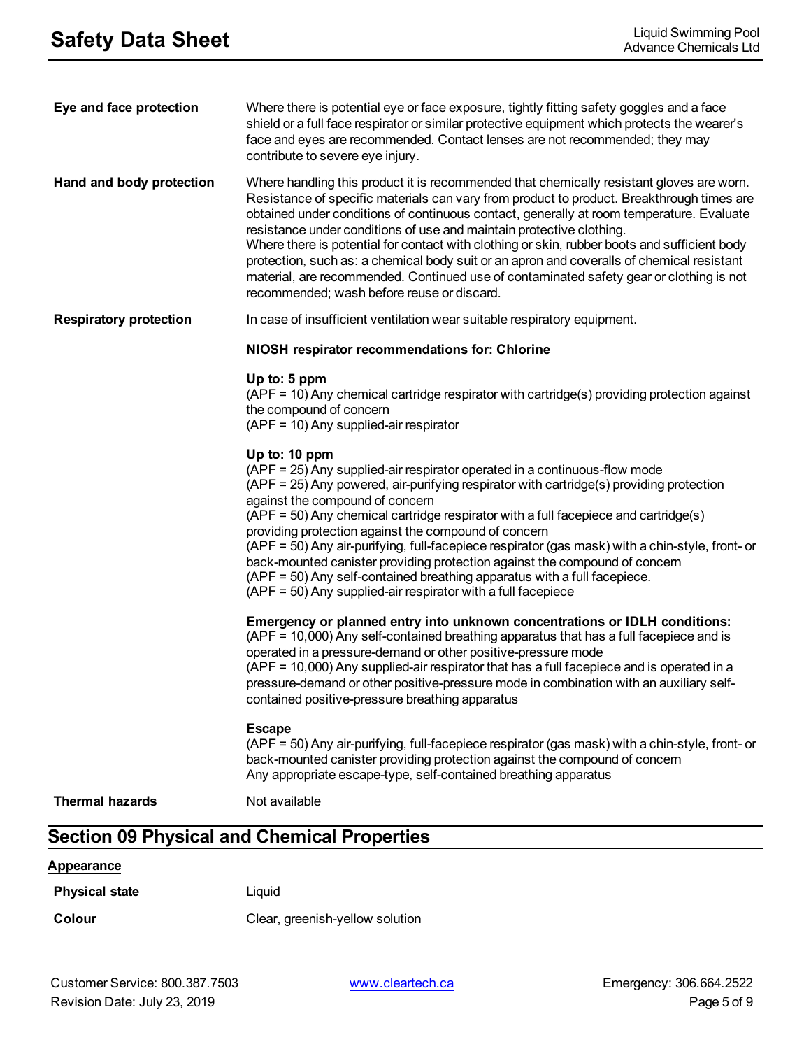**Eye and face protection**

Where there is potential eye or face exposure, tightly fitting safety goggles and a face shield or a full face respirator or similar protective equipment which protects the wearer's face and eyes are recommended. Contact lenses are not recommended; they may contribute to severe eye injury.

**Hand and body protection**

Where handling this product it is recommended that chemically resistant gloves are worn. Resistance of specific materials can vary from product to product. Breakthrough times are obtained under conditions of continuous contact, generally at room temperature. Evaluate resistance under conditions of use and maintain protective clothing.
Where there is potential for contact with clothing or skin, rubber boots and sufficient body protection, such as: a chemical body suit or an apron and coveralls of chemical resistant material, are recommended. Continued use of contaminated safety gear or clothing is not recommended; wash before reuse or discard.

**Respiratory protection**

In case of insufficient ventilation wear suitable respiratory equipment.

**NIOSH respirator recommendations for: Chlorine**

**Up to: 5 ppm**
(APF = 10) Any chemical cartridge respirator with cartridge(s) providing protection against the compound of concern
(APF = 10) Any supplied-air respirator

**Up to: 10 ppm**
(APF = 25) Any supplied-air respirator operated in a continuous-flow mode
(APF = 25) Any powered, air-purifying respirator with cartridge(s) providing protection against the compound of concern
(APF = 50) Any chemical cartridge respirator with a full facepiece and cartridge(s) providing protection against the compound of concern
(APF = 50) Any air-purifying, full-facepiece respirator (gas mask) with a chin-style, front- or back-mounted canister providing protection against the compound of concern
(APF = 50) Any self-contained breathing apparatus with a full facepiece.
(APF = 50) Any supplied-air respirator with a full facepiece

**Emergency or planned entry into unknown concentrations or IDLH conditions:**
(APF = 10,000) Any self-contained breathing apparatus that has a full facepiece and is operated in a pressure-demand or other positive-pressure mode
(APF = 10,000) Any supplied-air respirator that has a full facepiece and is operated in a pressure-demand or other positive-pressure mode in combination with an auxiliary self-contained positive-pressure breathing apparatus

**Escape**
(APF = 50) Any air-purifying, full-facepiece respirator (gas mask) with a chin-style, front- or back-mounted canister providing protection against the compound of concern
Any appropriate escape-type, self-contained breathing apparatus

**Thermal hazards**

Not available

## Section 09 Physical and Chemical Properties

**Appearance**

**Physical state**

Liquid

**Colour**

Clear, greenish-yellow solution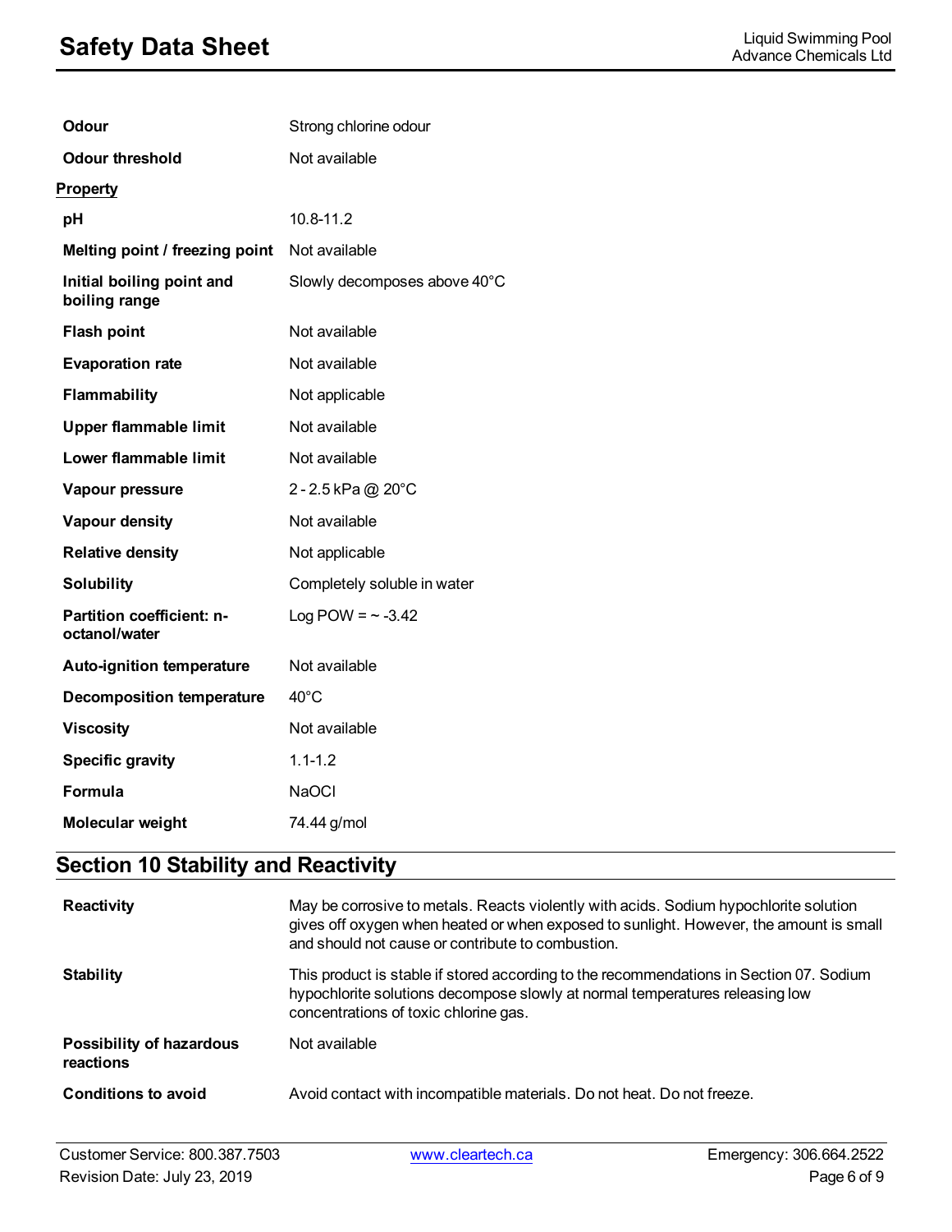| | |
|---|---|
| **Odour** | Strong chlorine odour |
| **Odour threshold** | Not available |

**Property**

| | |
|---|---|
| **pH** | 10.8-11.2 |
| **Melting point / freezing point** | Not available |
| **Initial boiling point and boiling range** | Slowly decomposes above 40°C |
| **Flash point** | Not available |
| **Evaporation rate** | Not available |
| **Flammability** | Not applicable |
| **Upper flammable limit** | Not available |
| **Lower flammable limit** | Not available |
| **Vapour pressure** | 2 - 2.5 kPa @ 20°C |
| **Vapour density** | Not available |
| **Relative density** | Not applicable |
| **Solubility** | Completely soluble in water |
| **Partition coefficient: n-octanol/water** | Log POW = ~ -3.42 |
| **Auto-ignition temperature** | Not available |
| **Decomposition temperature** | 40°C |
| **Viscosity** | Not available |
| **Specific gravity** | 1.1-1.2 |
| **Formula** | $NaOCl$ |
| **Molecular weight** | 74.44 g/mol |

## Section 10 Stability and Reactivity

| | |
|---|---|
| **Reactivity** | May be corrosive to metals. Reacts violently with acids. Sodium hypochlorite solution gives off oxygen when heated or when exposed to sunlight. However, the amount is small and should not cause or contribute to combustion. |
| **Stability** | This product is stable if stored according to the recommendations in Section 07. Sodium hypochlorite solutions decompose slowly at normal temperatures releasing low concentrations of toxic chlorine gas. |
| **Possibility of hazardous reactions** | Not available |
| **Conditions to avoid** | Avoid contact with incompatible materials. Do not heat. Do not freeze. |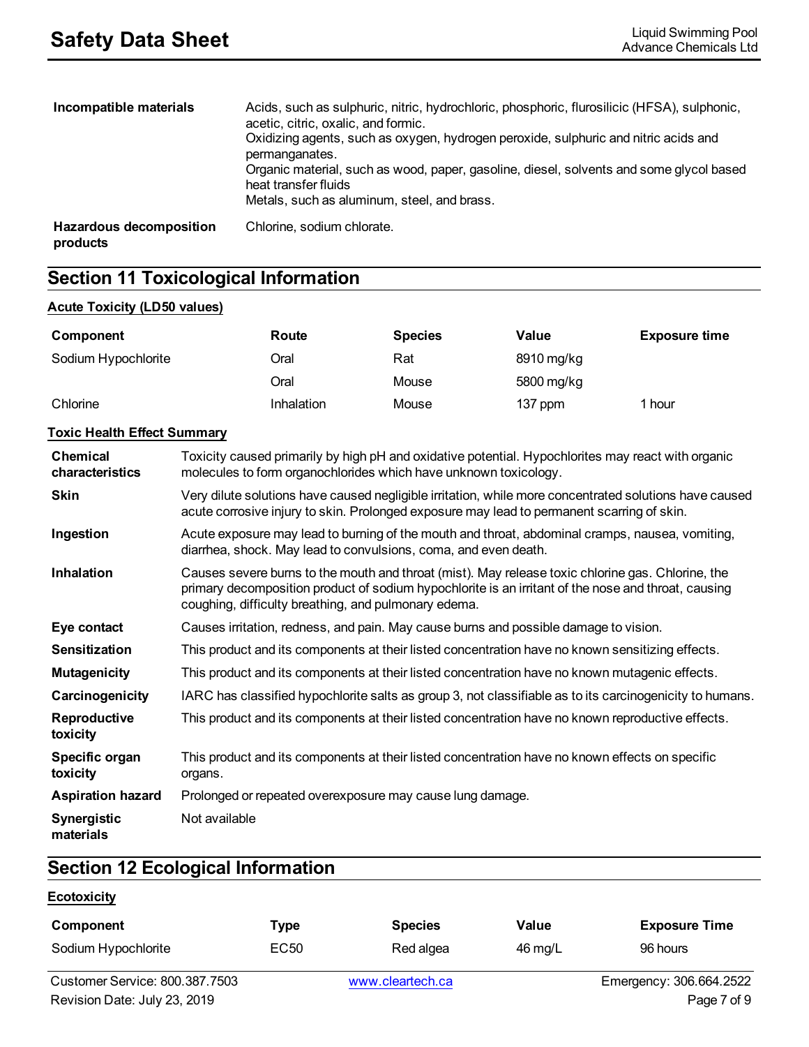| | |
|---|---|
| **Incompatible materials** | Acids, such as sulphuric, nitric, hydrochloric, phosphoric, flurosilicic (HFSA), sulphonic, acetic, citric, oxalic, and formic.<br>Oxidizing agents, such as oxygen, hydrogen peroxide, sulphuric and nitric acids and permanganates.<br>Organic material, such as wood, paper, gasoline, diesel, solvents and some glycol based heat transfer fluids<br>Metals, such as aluminum, steel, and brass. |
| **Hazardous decomposition products** | Chlorine, sodium chlorate. |

## Section 11 Toxicological Information

**Acute Toxicity (LD50 values)**

| Component | Route | Species | Value | Exposure time |
|---|---|---|---|---|
| Sodium Hypochlorite | Oral | Rat | 8910 mg/kg | |
| | Oral | Mouse | 5800 mg/kg | |
| Chlorine | Inhalation | Mouse | 137 ppm | 1 hour |

**Toxic Health Effect Summary**

| | |
|---|---|
| **Chemical characteristics** | Toxicity caused primarily by high pH and oxidative potential. Hypochlorites may react with organic molecules to form organochlorides which have unknown toxicology. |
| **Skin** | Very dilute solutions have caused negligible irritation, while more concentrated solutions have caused acute corrosive injury to skin. Prolonged exposure may lead to permanent scarring of skin. |
| **Ingestion** | Acute exposure may lead to burning of the mouth and throat, abdominal cramps, nausea, vomiting, diarrhea, shock. May lead to convulsions, coma, and even death. |
| **Inhalation** | Causes severe burns to the mouth and throat (mist). May release toxic chlorine gas. Chlorine, the primary decomposition product of sodium hypochlorite is an irritant of the nose and throat, causing coughing, difficulty breathing, and pulmonary edema. |
| **Eye contact** | Causes irritation, redness, and pain. May cause burns and possible damage to vision. |
| **Sensitization** | This product and its components at their listed concentration have no known sensitizing effects. |
| **Mutagenicity** | This product and its components at their listed concentration have no known mutagenic effects. |
| **Carcinogenicity** | IARC has classified hypochlorite salts as group 3, not classifiable as to its carcinogenicity to humans. |
| **Reproductive toxicity** | This product and its components at their listed concentration have no known reproductive effects. |
| **Specific organ toxicity** | This product and its components at their listed concentration have no known effects on specific organs. |
| **Aspiration hazard** | Prolonged or repeated overexposure may cause lung damage. |
| **Synergistic materials** | Not available |

## Section 12 Ecological Information

**Ecotoxicity**

| Component | Type | Species | Value | Exposure Time |
|---|---|---|---|---|
| Sodium Hypochlorite | EC50 | Red algea | 46 mg/L | 96 hours |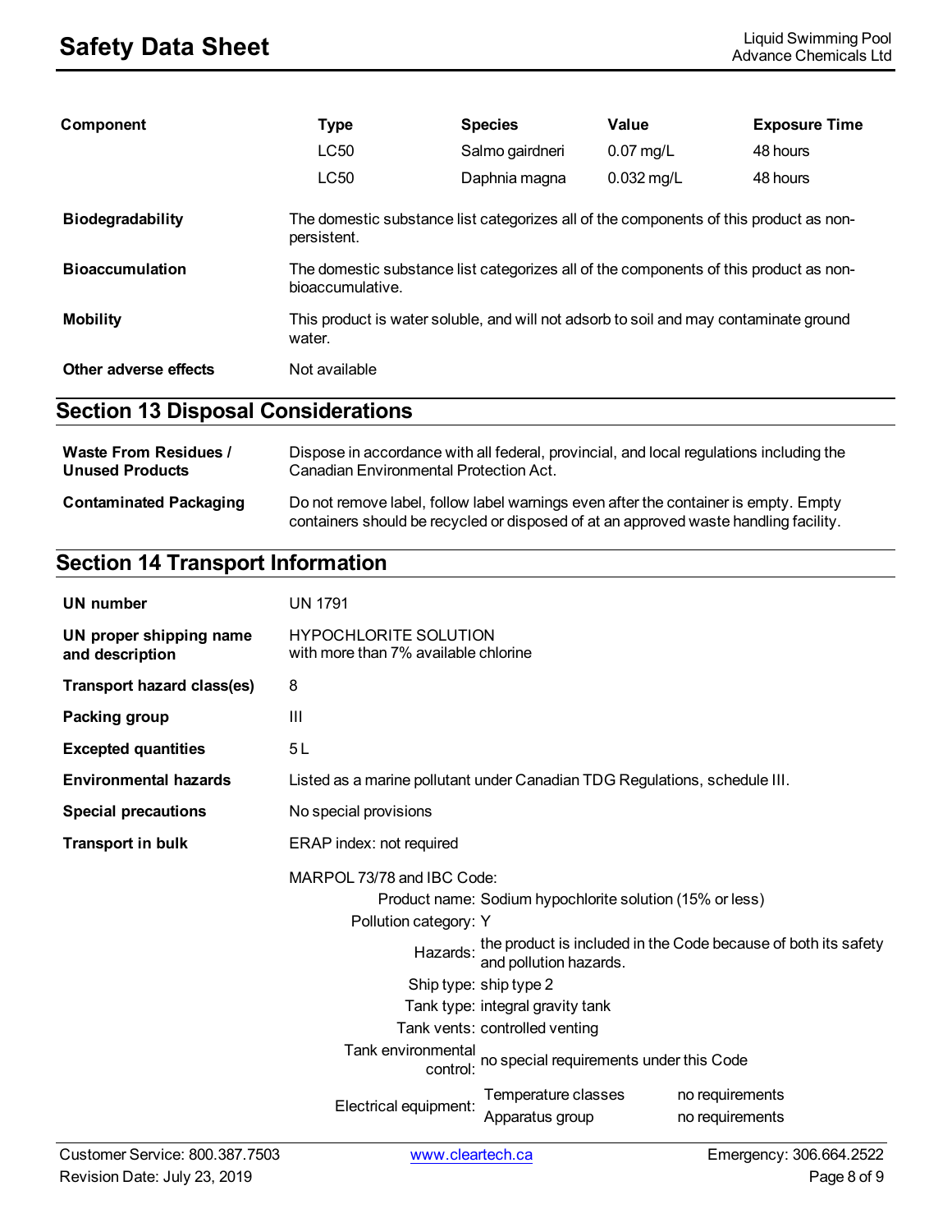| Component | Type | Species | Value | Exposure Time |
|---|---|---|---|---|
| | LC50 | Salmo gairdneri | 0.07 mg/L | 48 hours |
| | LC50 | Daphnia magna | 0.032 mg/L | 48 hours |

**Biodegradability** The domestic substance list categorizes all of the components of this product as non-persistent.

**Bioaccumulation** The domestic substance list categorizes all of the components of this product as non-bioaccumulative.

**Mobility** This product is water soluble, and will not adsorb to soil and may contaminate ground water.

**Other adverse effects** Not available

## Section 13 Disposal Considerations

**Waste From Residues / Unused Products** Dispose in accordance with all federal, provincial, and local regulations including the Canadian Environmental Protection Act.

**Contaminated Packaging** Do not remove label, follow label warnings even after the container is empty. Empty containers should be recycled or disposed of at an approved waste handling facility.

## Section 14 Transport Information

**UN number** UN 1791

**UN proper shipping name and description** HYPOCHLORITE SOLUTION with more than 7% available chlorine

**Transport hazard class(es)** 8

**Packing group** III

**Excepted quantities** 5 L

**Environmental hazards** Listed as a marine pollutant under Canadian TDG Regulations, schedule III.

**Special precautions** No special provisions

**Transport in bulk** ERAP index: not required

MARPOL 73/78 and IBC Code:

- Product name: Sodium hypochlorite solution (15% or less)
- Pollution category: Y
- Hazards: the product is included in the Code because of both its safety and pollution hazards.
- Ship type: ship type 2
- Tank type: integral gravity tank
- Tank vents: controlled venting
- Tank environmental control: no special requirements under this Code
- Electrical equipment:
  - Temperature classes: no requirements
  - Apparatus group: no requirements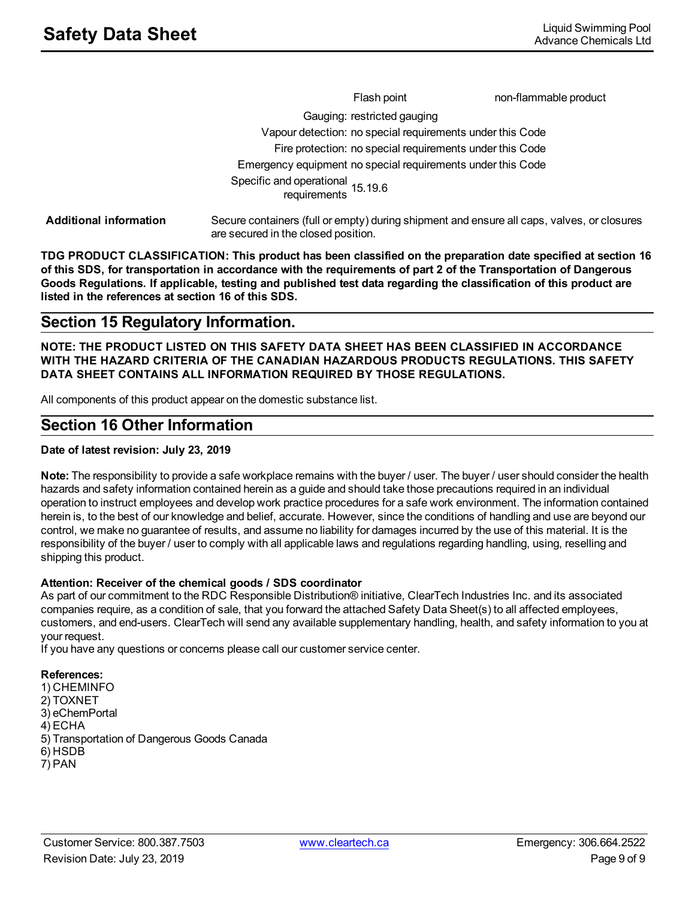| | |
|---|---|
| Flash point | non-flammable product |
| Gauging: | restricted gauging |
| Vapour detection: | no special requirements under this Code |
| Fire protection: | no special requirements under this Code |
| Emergency equipment | no special requirements under this Code |
| Specific and operational requirements | 15.19.6 |

**Additional information** Secure containers (full or empty) during shipment and ensure all caps, valves, or closures are secured in the closed position.

**TDG PRODUCT CLASSIFICATION: This product has been classified on the preparation date specified at section 16 of this SDS, for transportation in accordance with the requirements of part 2 of the Transportation of Dangerous Goods Regulations. If applicable, testing and published test data regarding the classification of this product are listed in the references at section 16 of this SDS.**

## Section 15 Regulatory Information.

**NOTE: THE PRODUCT LISTED ON THIS SAFETY DATA SHEET HAS BEEN CLASSIFIED IN ACCORDANCE WITH THE HAZARD CRITERIA OF THE CANADIAN HAZARDOUS PRODUCTS REGULATIONS. THIS SAFETY DATA SHEET CONTAINS ALL INFORMATION REQUIRED BY THOSE REGULATIONS.**

All components of this product appear on the domestic substance list.

## Section 16 Other Information

**Date of latest revision: July 23, 2019**

**Note:** The responsibility to provide a safe workplace remains with the buyer / user. The buyer / user should consider the health hazards and safety information contained herein as a guide and should take those precautions required in an individual operation to instruct employees and develop work practice procedures for a safe work environment. The information contained herein is, to the best of our knowledge and belief, accurate. However, since the conditions of handling and use are beyond our control, we make no guarantee of results, and assume no liability for damages incurred by the use of this material. It is the responsibility of the buyer / user to comply with all applicable laws and regulations regarding handling, using, reselling and shipping this product.

**Attention: Receiver of the chemical goods / SDS coordinator**
As part of our commitment to the RDC Responsible Distribution® initiative, ClearTech Industries Inc. and its associated companies require, as a condition of sale, that you forward the attached Safety Data Sheet(s) to all affected employees, customers, and end-users. ClearTech will send any available supplementary handling, health, and safety information to you at your request.
If you have any questions or concerns please call our customer service center.

**References:**
1) CHEMINFO
2) TOXNET
3) eChemPortal
4) ECHA
5) Transportation of Dangerous Goods Canada
6) HSDB
7) PAN